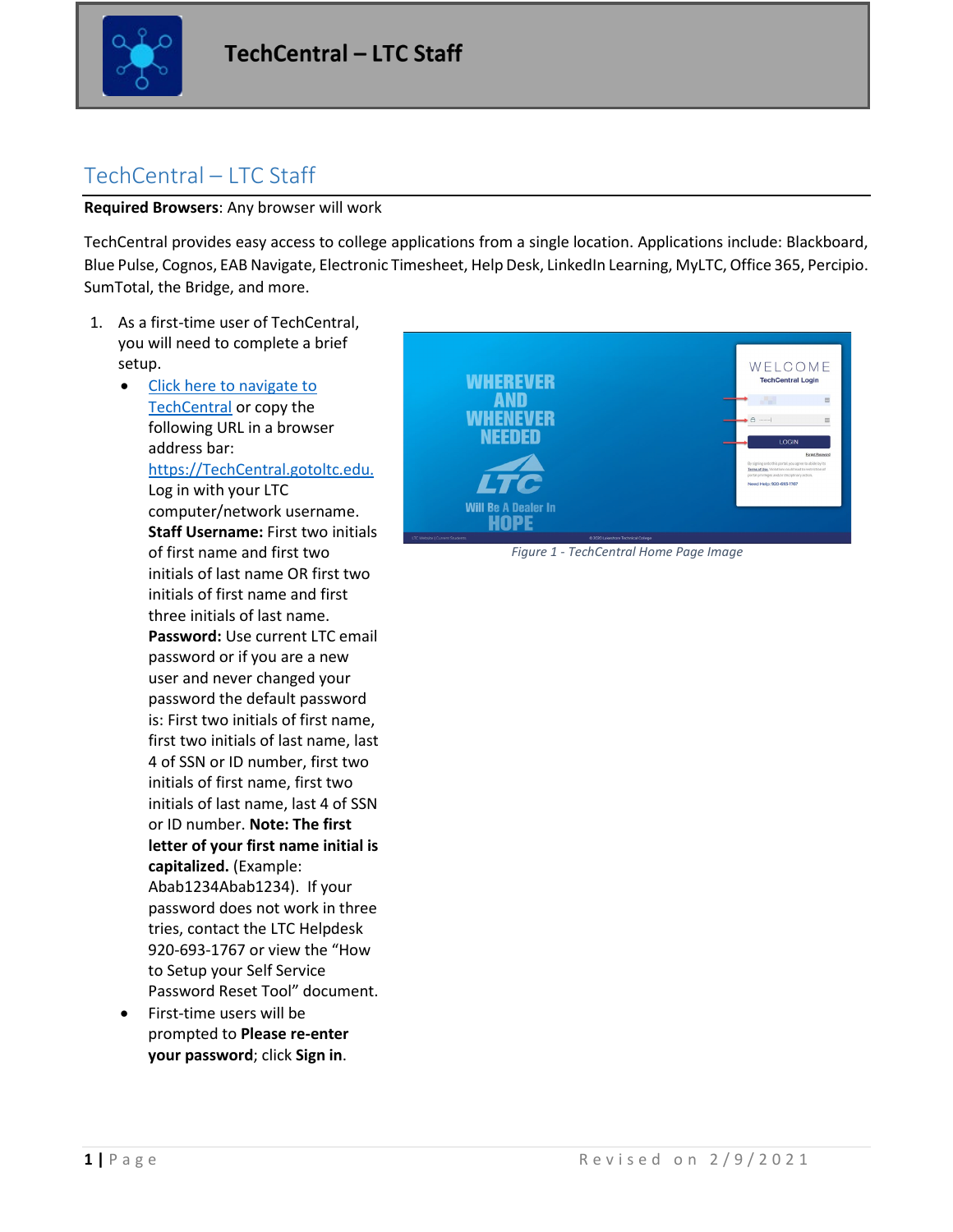# TechCentral – LTC Staff

**Required Browsers**: Any browser will work

TechCentral provides easy access to college applications from a single location. Applications include: Blackboard, Blue Pulse, Cognos, EAB Navigate, Electronic Timesheet, Help Desk, LinkedIn Learning, MyLTC, Office 365, Percipio. SumTotal, the Bridge, and more.

1. As a first-time user of TechCentral, you will need to complete a brief setup.
   - Click here to navigate to TechCentral or copy the following URL in a browser address bar: https://TechCentral.gotoltc.edu. Log in with your LTC computer/network username. **Staff Username:** First two initials of first name and first two initials of last name OR first two initials of first name and first three initials of last name. **Password:** Use current LTC email password or if you are a new user and never changed your password the default password is: First two initials of first name, first two initials of last name, last 4 of SSN or ID number, first two initials of first name, first two initials of last name, last 4 of SSN or ID number. **Note: The first letter of your first name initial is capitalized.** (Example: Abab1234Abab1234). If your password does not work in three tries, contact the LTC Helpdesk 920-693-1767 or view the "How to Setup your Self Service Password Reset Tool" document.
   - First-time users will be prompted to **Please re-enter your password**; click **Sign in**.

*Figure 1 - TechCentral Home Page Image*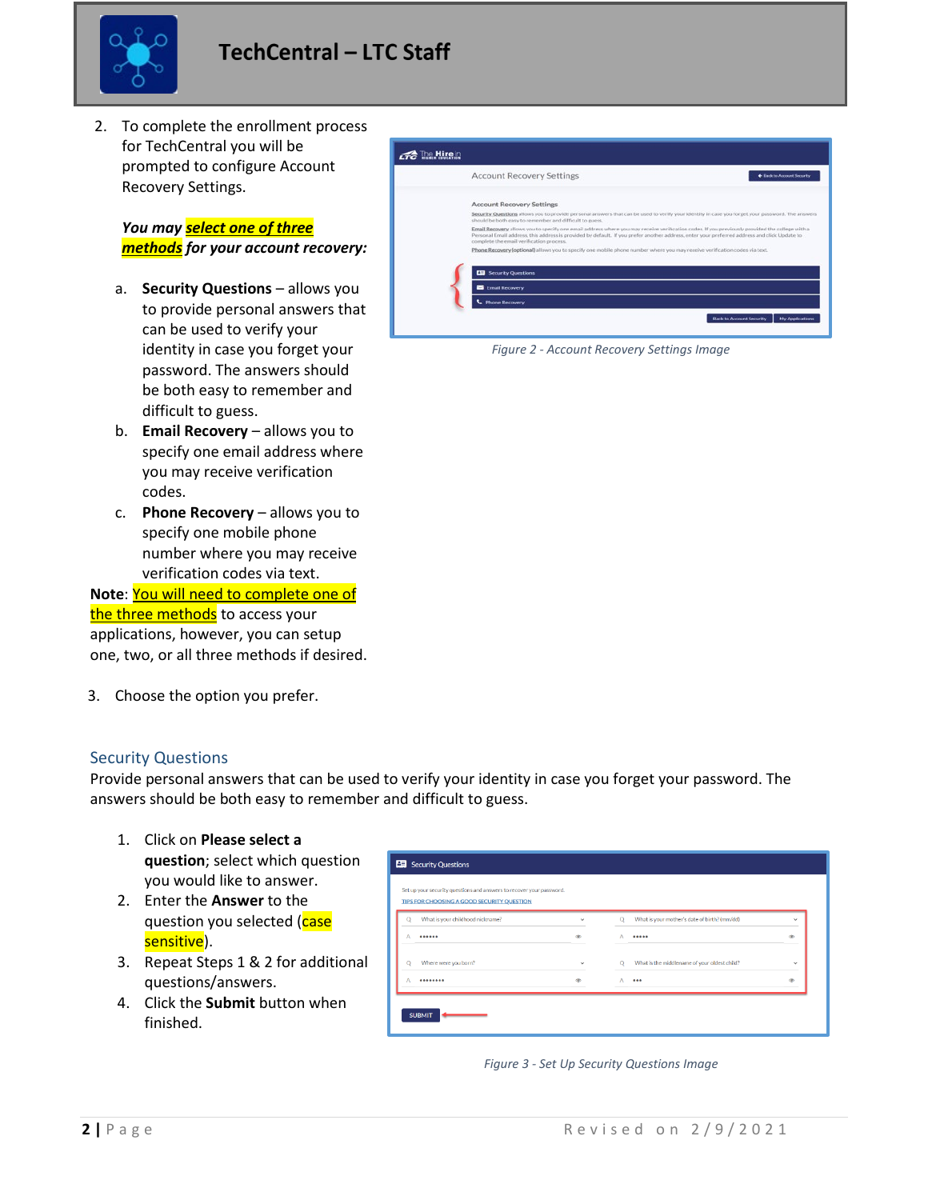2. To complete the enrollment process for TechCentral you will be prompted to configure Account Recovery Settings.

   ***You may select one of three methods for your account recovery:***

   a. **Security Questions** – allows you to provide personal answers that can be used to verify your identity in case you forget your password. The answers should be both easy to remember and difficult to guess.
   b. **Email Recovery** – allows you to specify one email address where you may receive verification codes.
   c. **Phone Recovery** – allows you to specify one mobile phone number where you may receive verification codes via text.

**Note**: You will need to complete one of the three methods to access your applications, however, you can setup one, two, or all three methods if desired.

*Figure 2 - Account Recovery Settings Image*

3. Choose the option you prefer.

## Security Questions

Provide personal answers that can be used to verify your identity in case you forget your password. The answers should be both easy to remember and difficult to guess.

1. Click on **Please select a question**; select which question you would like to answer.
2. Enter the **Answer** to the question you selected (case sensitive).
3. Repeat Steps 1 & 2 for additional questions/answers.
4. Click the **Submit** button when finished.

*Figure 3 - Set Up Security Questions Image*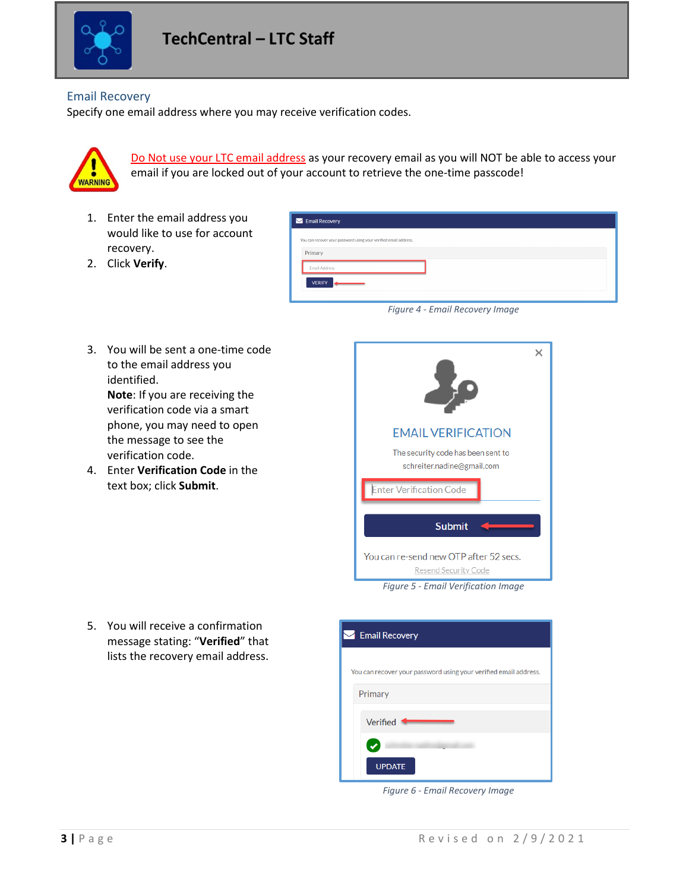## Email Recovery

Specify one email address where you may receive verification codes.

Do Not use your LTC email address as your recovery email as you will NOT be able to access your email if you are locked out of your account to retrieve the one-time passcode!

1. Enter the email address you would like to use for account recovery.
2. Click **Verify**.

*Figure 4 - Email Recovery Image*

3. You will be sent a one-time code to the email address you identified.
   **Note**: If you are receiving the verification code via a smart phone, you may need to open the message to see the verification code.
4. Enter **Verification Code** in the text box; click **Submit**.

*Figure 5 - Email Verification Image*

5. You will receive a confirmation message stating: "**Verified**" that lists the recovery email address.

*Figure 6 - Email Recovery Image*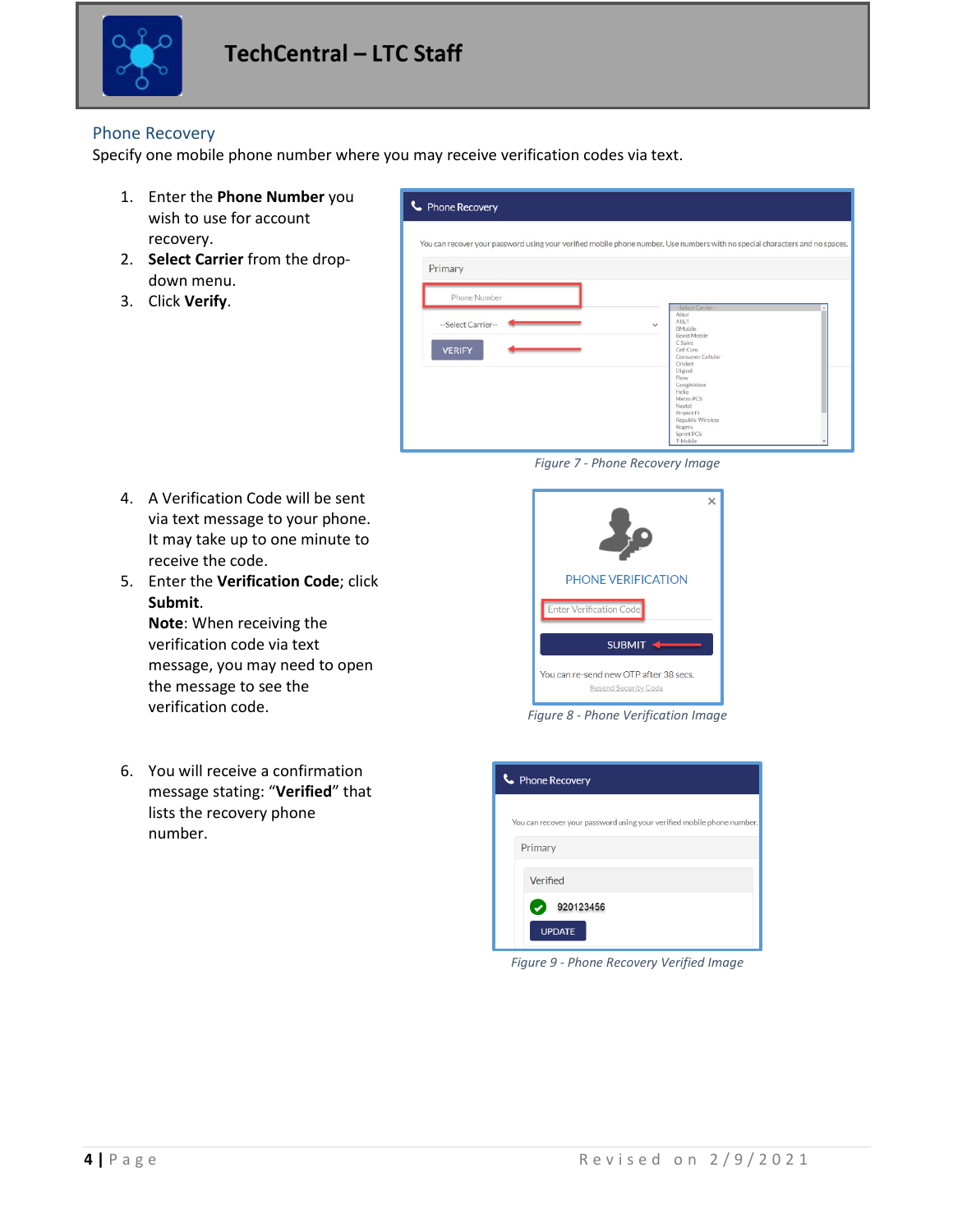## Phone Recovery

Specify one mobile phone number where you may receive verification codes via text.

1. Enter the **Phone Number** you wish to use for account recovery.
2. **Select Carrier** from the drop-down menu.
3. Click **Verify**.

*Figure 7 - Phone Recovery Image*

4. A Verification Code will be sent via text message to your phone. It may take up to one minute to receive the code.
5. Enter the **Verification Code**; click **Submit**.
   **Note**: When receiving the verification code via text message, you may need to open the message to see the verification code.

*Figure 8 - Phone Verification Image*

6. You will receive a confirmation message stating: "**Verified**" that lists the recovery phone number.

*Figure 9 - Phone Recovery Verified Image*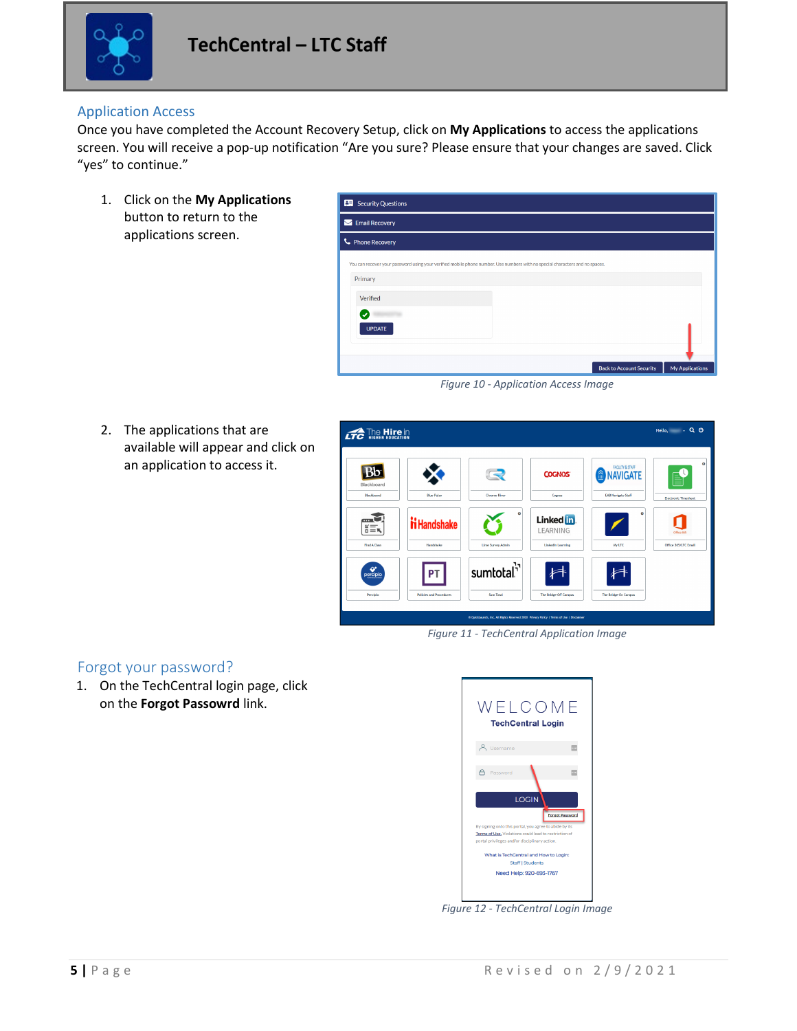## Application Access

Once you have completed the Account Recovery Setup, click on **My Applications** to access the applications screen. You will receive a pop-up notification "Are you sure? Please ensure that your changes are saved. Click "yes" to continue."

1. Click on the **My Applications** button to return to the applications screen.

*Figure 10 - Application Access Image*

2. The applications that are available will appear and click on an application to access it.

*Figure 11 - TechCentral Application Image*

## Forgot your password?

1. On the TechCentral login page, click on the **Forgot Passowrd** link.

*Figure 12 - TechCentral Login Image*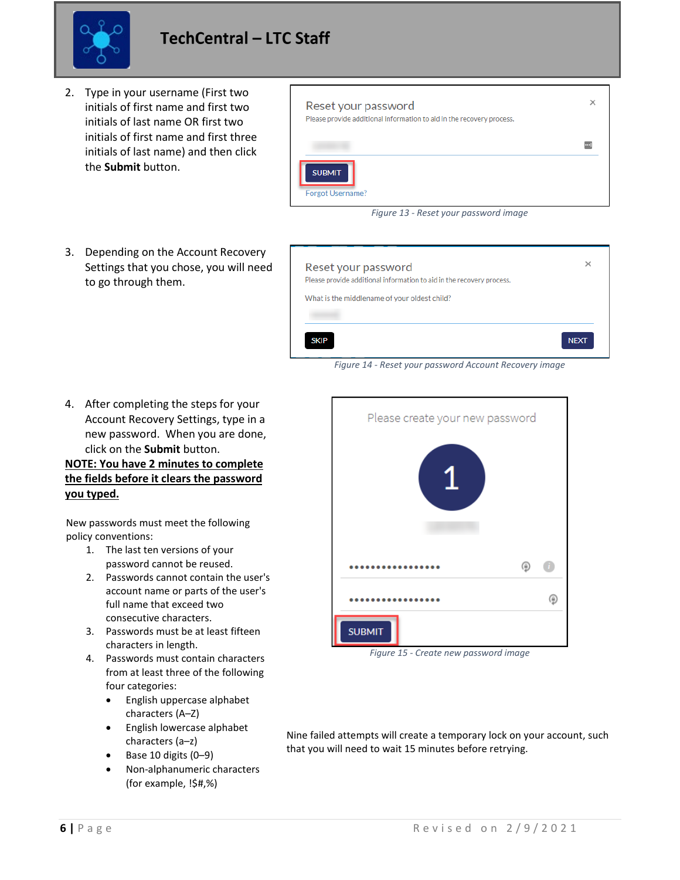2. Type in your username (First two initials of first name and first two initials of last name OR first two initials of first name and first three initials of last name) and then click the **Submit** button.

Figure 13 - Reset your password image

3. Depending on the Account Recovery Settings that you chose, you will need to go through them.

Figure 14 - Reset your password Account Recovery image

4. After completing the steps for your Account Recovery Settings, type in a new password. When you are done, click on the **Submit** button.

<u>**NOTE: You have 2 minutes to complete the fields before it clears the password you typed.**</u>

New passwords must meet the following policy conventions:

1. The last ten versions of your password cannot be reused.
2. Passwords cannot contain the user's account name or parts of the user's full name that exceed two consecutive characters.
3. Passwords must be at least fifteen characters in length.
4. Passwords must contain characters from at least three of the following four categories:
   - English uppercase alphabet characters (A–Z)
   - English lowercase alphabet characters (a–z)
   - Base 10 digits (0–9)
   - Non-alphanumeric characters (for example, !$#,%)

Figure 15 - Create new password image

Nine failed attempts will create a temporary lock on your account, such that you will need to wait 15 minutes before retrying.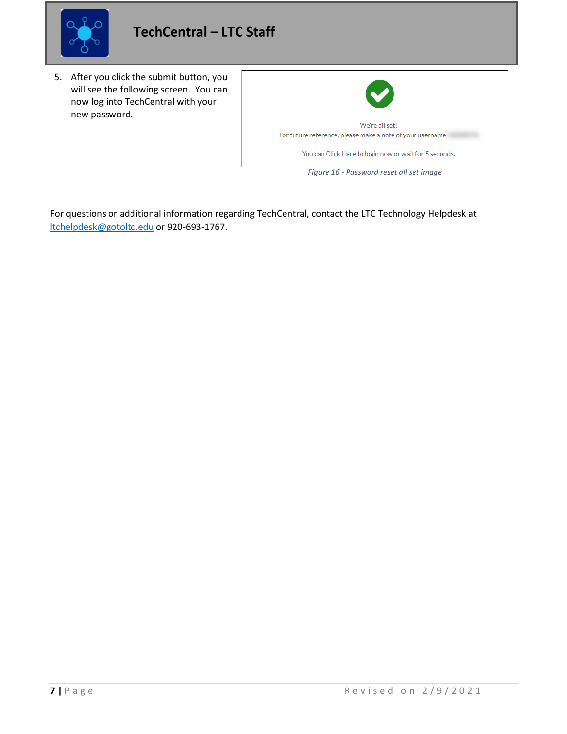5. After you click the submit button, you will see the following screen. You can now log into TechCentral with your new password.

We're all set!
For future reference, please make a note of your username

You can Click Here to login now or wait for 5 seconds.

*Figure 16 - Password reset all set image*

For questions or additional information regarding TechCentral, contact the LTC Technology Helpdesk at [ltchelpdesk@gotoltc.edu](mailto:ltchelpdesk@gotoltc.edu) or 920-693-1767.